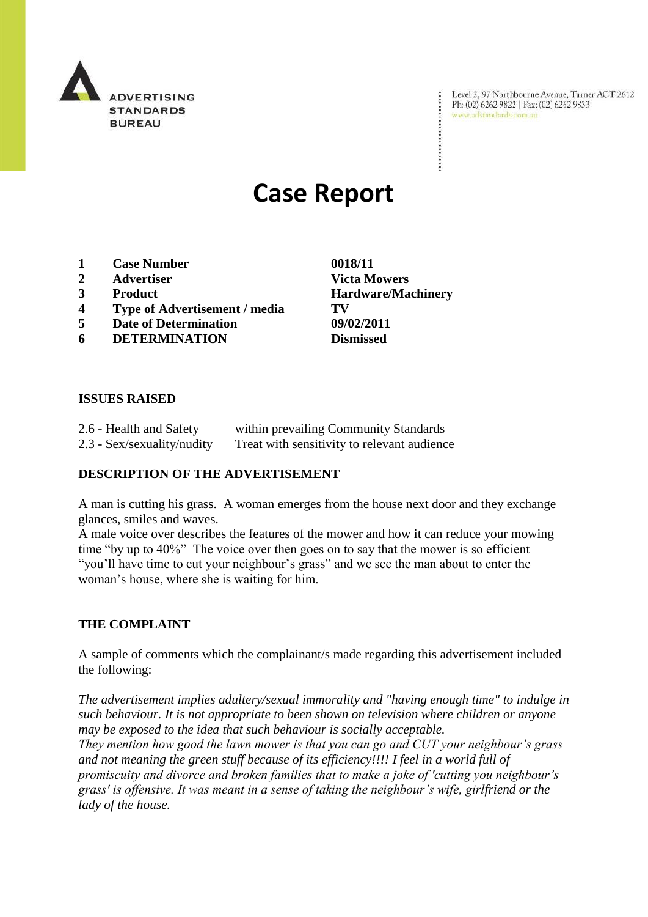ADVERTISING STANDARDS BUREAU

Level 2, 97 Northbourne Avenue, Turner ACT 2612
Ph: (02) 6262 9822 | Fax: (02) 6262 9833
www.adstandards.com.au

# Case Report

| | | |
|---|---|---|
| **1** | **Case Number** | **0018/11** |
| **2** | **Advertiser** | **Victa Mowers** |
| **3** | **Product** | **Hardware/Machinery** |
| **4** | **Type of Advertisement / media** | **TV** |
| **5** | **Date of Determination** | **09/02/2011** |
| **6** | **DETERMINATION** | **Dismissed** |

**ISSUES RAISED**

2.6 - Health and Safety within prevailing Community Standards
2.3 - Sex/sexuality/nudity Treat with sensitivity to relevant audience

**DESCRIPTION OF THE ADVERTISEMENT**

A man is cutting his grass. A woman emerges from the house next door and they exchange glances, smiles and waves.
A male voice over describes the features of the mower and how it can reduce your mowing time "by up to 40%" The voice over then goes on to say that the mower is so efficient "you'll have time to cut your neighbour's grass" and we see the man about to enter the woman's house, where she is waiting for him.

**THE COMPLAINT**

A sample of comments which the complainant/s made regarding this advertisement included the following:

*The advertisement implies adultery/sexual immorality and "having enough time" to indulge in such behaviour. It is not appropriate to been shown on television where children or anyone may be exposed to the idea that such behaviour is socially acceptable.*
*They mention how good the lawn mower is that you can go and CUT your neighbour's grass and not meaning the green stuff because of its efficiency!!!! I feel in a world full of promiscuity and divorce and broken families that to make a joke of 'cutting you neighbour's grass' is offensive. It was meant in a sense of taking the neighbour's wife, girlfriend or the lady of the house.*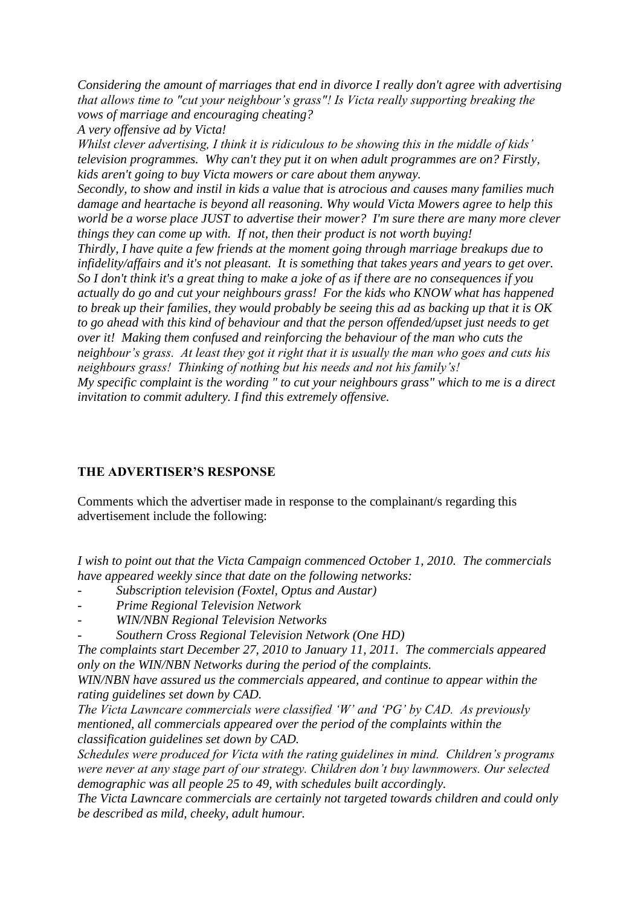*Considering the amount of marriages that end in divorce I really don't agree with advertising that allows time to "cut your neighbour's grass"! Is Victa really supporting breaking the vows of marriage and encouraging cheating?*
*A very offensive ad by Victa!*
*Whilst clever advertising, I think it is ridiculous to be showing this in the middle of kids' television programmes. Why can't they put it on when adult programmes are on? Firstly, kids aren't going to buy Victa mowers or care about them anyway.*
*Secondly, to show and instil in kids a value that is atrocious and causes many families much damage and heartache is beyond all reasoning. Why would Victa Mowers agree to help this world be a worse place JUST to advertise their mower? I'm sure there are many more clever things they can come up with. If not, then their product is not worth buying!*
*Thirdly, I have quite a few friends at the moment going through marriage breakups due to infidelity/affairs and it's not pleasant. It is something that takes years and years to get over. So I don't think it's a great thing to make a joke of as if there are no consequences if you actually do go and cut your neighbours grass! For the kids who KNOW what has happened to break up their families, they would probably be seeing this ad as backing up that it is OK to go ahead with this kind of behaviour and that the person offended/upset just needs to get over it! Making them confused and reinforcing the behaviour of the man who cuts the neighbour's grass. At least they got it right that it is usually the man who goes and cuts his neighbours grass! Thinking of nothing but his needs and not his family's!*
*My specific complaint is the wording " to cut your neighbours grass" which to me is a direct invitation to commit adultery. I find this extremely offensive.*

**THE ADVERTISER'S RESPONSE**

Comments which the advertiser made in response to the complainant/s regarding this advertisement include the following:

*I wish to point out that the Victa Campaign commenced October 1, 2010. The commercials have appeared weekly since that date on the following networks:*

- *Subscription television (Foxtel, Optus and Austar)*
- *Prime Regional Television Network*
- *WIN/NBN Regional Television Networks*
- *Southern Cross Regional Television Network (One HD)*

*The complaints start December 27, 2010 to January 11, 2011. The commercials appeared only on the WIN/NBN Networks during the period of the complaints.*
*WIN/NBN have assured us the commercials appeared, and continue to appear within the rating guidelines set down by CAD.*
*The Victa Lawncare commercials were classified 'W' and 'PG' by CAD. As previously mentioned, all commercials appeared over the period of the complaints within the classification guidelines set down by CAD.*
*Schedules were produced for Victa with the rating guidelines in mind. Children's programs were never at any stage part of our strategy. Children don't buy lawnmowers. Our selected demographic was all people 25 to 49, with schedules built accordingly.*
*The Victa Lawncare commercials are certainly not targeted towards children and could only be described as mild, cheeky, adult humour.*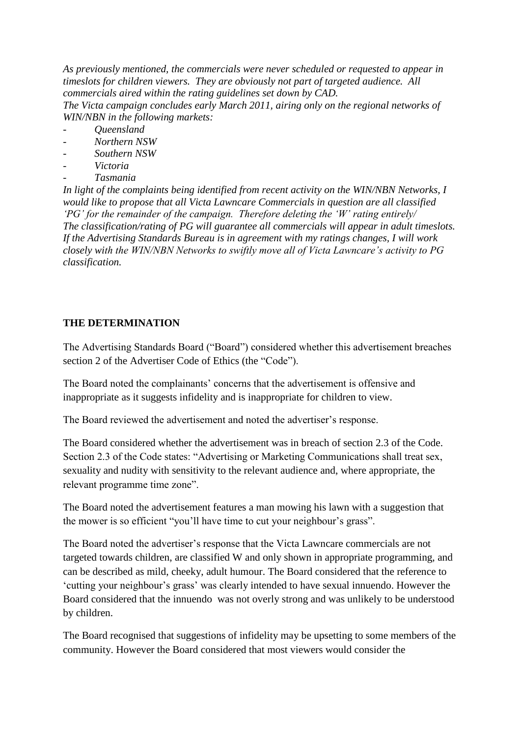*As previously mentioned, the commercials were never scheduled or requested to appear in timeslots for children viewers. They are obviously not part of targeted audience. All commercials aired within the rating guidelines set down by CAD.*
*The Victa campaign concludes early March 2011, airing only on the regional networks of WIN/NBN in the following markets:*

- *Queensland*
- *Northern NSW*
- *Southern NSW*
- *Victoria*
- *Tasmania*

*In light of the complaints being identified from recent activity on the WIN/NBN Networks, I would like to propose that all Victa Lawncare Commercials in question are all classified 'PG' for the remainder of the campaign. Therefore deleting the 'W' rating entirely/*
*The classification/rating of PG will guarantee all commercials will appear in adult timeslots. If the Advertising Standards Bureau is in agreement with my ratings changes, I will work closely with the WIN/NBN Networks to swiftly move all of Victa Lawncare's activity to PG classification.*

**THE DETERMINATION**

The Advertising Standards Board ("Board") considered whether this advertisement breaches section 2 of the Advertiser Code of Ethics (the "Code").

The Board noted the complainants' concerns that the advertisement is offensive and inappropriate as it suggests infidelity and is inappropriate for children to view.

The Board reviewed the advertisement and noted the advertiser's response.

The Board considered whether the advertisement was in breach of section 2.3 of the Code. Section 2.3 of the Code states: "Advertising or Marketing Communications shall treat sex, sexuality and nudity with sensitivity to the relevant audience and, where appropriate, the relevant programme time zone".

The Board noted the advertisement features a man mowing his lawn with a suggestion that the mower is so efficient "you'll have time to cut your neighbour's grass".

The Board noted the advertiser's response that the Victa Lawncare commercials are not targeted towards children, are classified W and only shown in appropriate programming, and can be described as mild, cheeky, adult humour. The Board considered that the reference to 'cutting your neighbour's grass' was clearly intended to have sexual innuendo. However the Board considered that the innuendo was not overly strong and was unlikely to be understood by children.

The Board recognised that suggestions of infidelity may be upsetting to some members of the community. However the Board considered that most viewers would consider the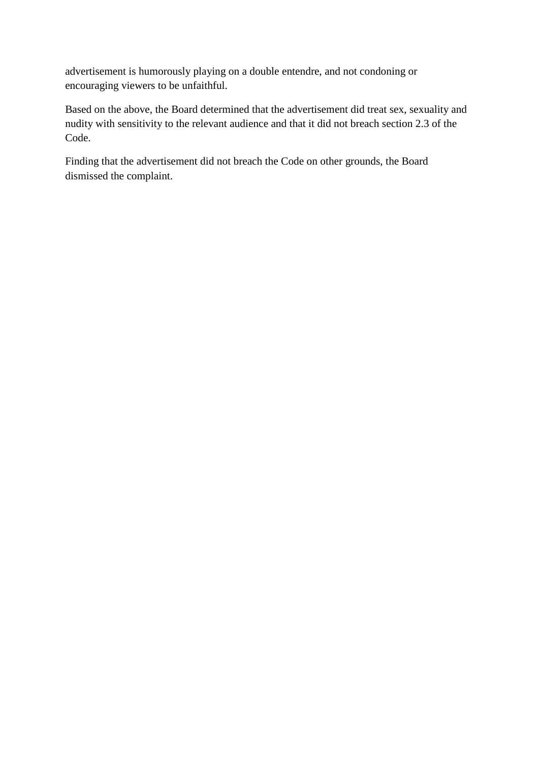advertisement is humorously playing on a double entendre, and not condoning or encouraging viewers to be unfaithful.

Based on the above, the Board determined that the advertisement did treat sex, sexuality and nudity with sensitivity to the relevant audience and that it did not breach section 2.3 of the Code.

Finding that the advertisement did not breach the Code on other grounds, the Board dismissed the complaint.